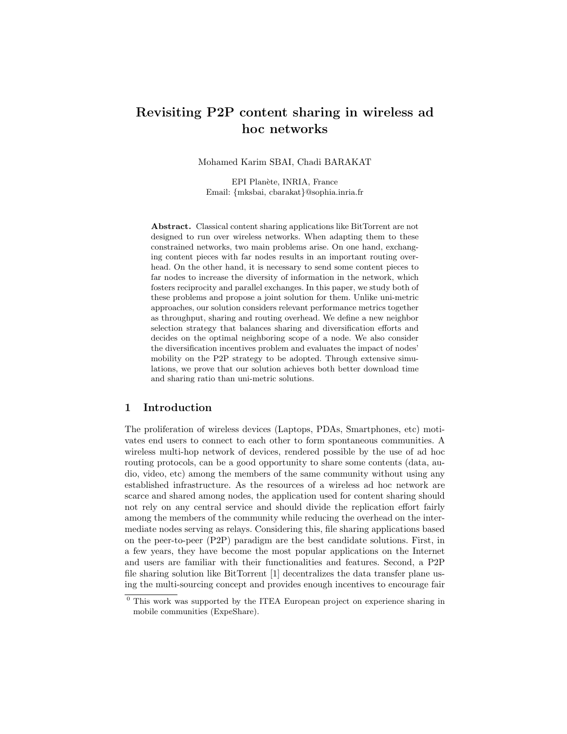# Revisiting P2P content sharing in wireless ad hoc networks

Mohamed Karim SBAI, Chadi BARAKAT

EPI Planète, INRIA, France
Email: {mksbai, cbarakat}@sophia.inria.fr

**Abstract.** Classical content sharing applications like BitTorrent are not designed to run over wireless networks. When adapting them to these constrained networks, two main problems arise. On one hand, exchanging content pieces with far nodes results in an important routing overhead. On the other hand, it is necessary to send some content pieces to far nodes to increase the diversity of information in the network, which fosters reciprocity and parallel exchanges. In this paper, we study both of these problems and propose a joint solution for them. Unlike uni-metric approaches, our solution considers relevant performance metrics together as throughput, sharing and routing overhead. We define a new neighbor selection strategy that balances sharing and diversification efforts and decides on the optimal neighboring scope of a node. We also consider the diversification incentives problem and evaluates the impact of nodes' mobility on the P2P strategy to be adopted. Through extensive simulations, we prove that our solution achieves both better download time and sharing ratio than uni-metric solutions.

## 1 Introduction

The proliferation of wireless devices (Laptops, PDAs, Smartphones, etc) motivates end users to connect to each other to form spontaneous communities. A wireless multi-hop network of devices, rendered possible by the use of ad hoc routing protocols, can be a good opportunity to share some contents (data, audio, video, etc) among the members of the same community without using any established infrastructure. As the resources of a wireless ad hoc network are scarce and shared among nodes, the application used for content sharing should not rely on any central service and should divide the replication effort fairly among the members of the community while reducing the overhead on the intermediate nodes serving as relays. Considering this, file sharing applications based on the peer-to-peer (P2P) paradigm are the best candidate solutions. First, in a few years, they have become the most popular applications on the Internet and users are familiar with their functionalities and features. Second, a P2P file sharing solution like BitTorrent [1] decentralizes the data transfer plane using the multi-sourcing concept and provides enough incentives to encourage fair

[0] This work was supported by the ITEA European project on experience sharing in mobile communities (ExpeShare).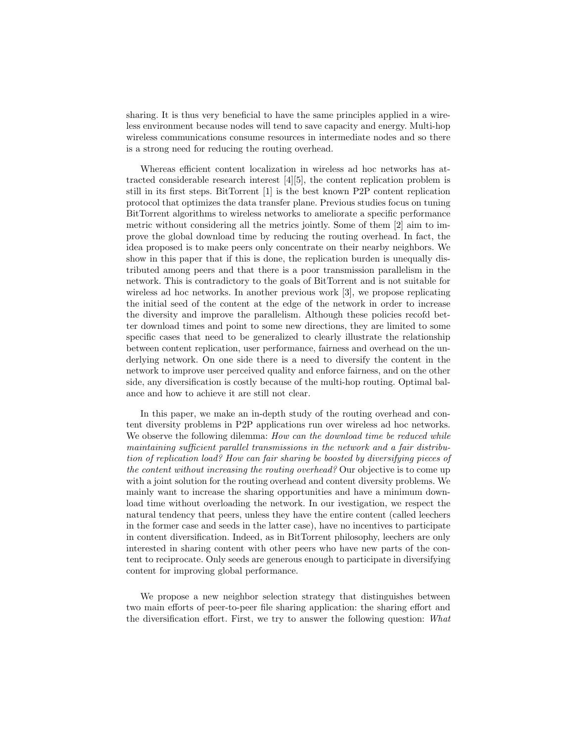sharing. It is thus very beneficial to have the same principles applied in a wireless environment because nodes will tend to save capacity and energy. Multi-hop wireless communications consume resources in intermediate nodes and so there is a strong need for reducing the routing overhead.

Whereas efficient content localization in wireless ad hoc networks has attracted considerable research interest [4][5], the content replication problem is still in its first steps. BitTorrent [1] is the best known P2P content replication protocol that optimizes the data transfer plane. Previous studies focus on tuning BitTorrent algorithms to wireless networks to ameliorate a specific performance metric without considering all the metrics jointly. Some of them [2] aim to improve the global download time by reducing the routing overhead. In fact, the idea proposed is to make peers only concentrate on their nearby neighbors. We show in this paper that if this is done, the replication burden is unequally distributed among peers and that there is a poor transmission parallelism in the network. This is contradictory to the goals of BitTorrent and is not suitable for wireless ad hoc networks. In another previous work [3], we propose replicating the initial seed of the content at the edge of the network in order to increase the diversity and improve the parallelism. Although these policies recofd better download times and point to some new directions, they are limited to some specific cases that need to be generalized to clearly illustrate the relationship between content replication, user performance, fairness and overhead on the underlying network. On one side there is a need to diversify the content in the network to improve user perceived quality and enforce fairness, and on the other side, any diversification is costly because of the multi-hop routing. Optimal balance and how to achieve it are still not clear.

In this paper, we make an in-depth study of the routing overhead and content diversity problems in P2P applications run over wireless ad hoc networks. We observe the following dilemma: *How can the download time be reduced while maintaining sufficient parallel transmissions in the network and a fair distribution of replication load? How can fair sharing be boosted by diversifying pieces of the content without increasing the routing overhead?* Our objective is to come up with a joint solution for the routing overhead and content diversity problems. We mainly want to increase the sharing opportunities and have a minimum download time without overloading the network. In our ivestigation, we respect the natural tendency that peers, unless they have the entire content (called leechers in the former case and seeds in the latter case), have no incentives to participate in content diversification. Indeed, as in BitTorrent philosophy, leechers are only interested in sharing content with other peers who have new parts of the content to reciprocate. Only seeds are generous enough to participate in diversifying content for improving global performance.

We propose a new neighbor selection strategy that distinguishes between two main efforts of peer-to-peer file sharing application: the sharing effort and the diversification effort. First, we try to answer the following question: *What*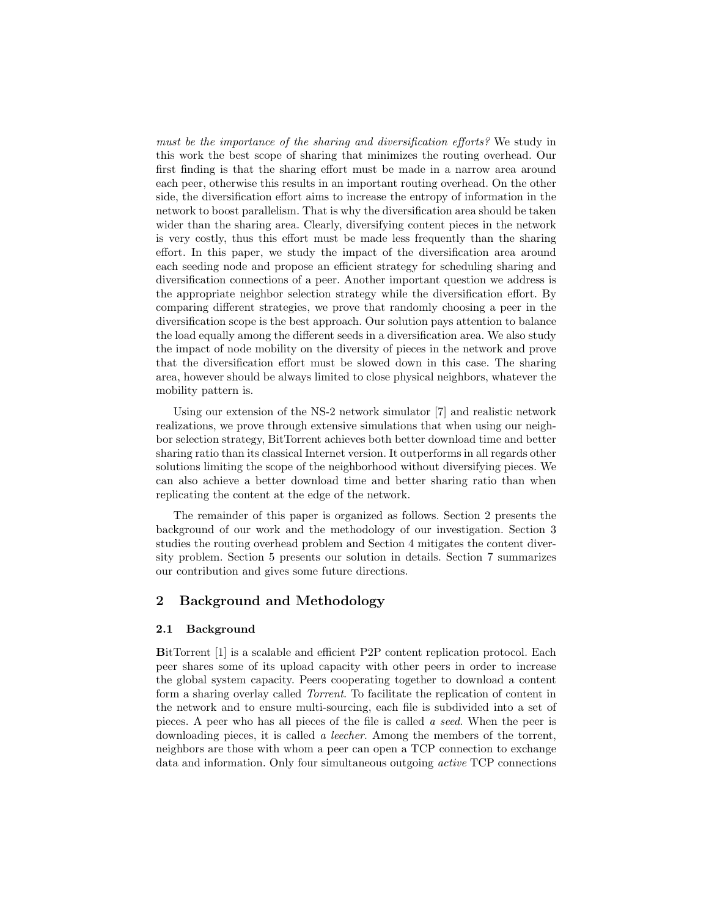*must be the importance of the sharing and diversification efforts?* We study in this work the best scope of sharing that minimizes the routing overhead. Our first finding is that the sharing effort must be made in a narrow area around each peer, otherwise this results in an important routing overhead. On the other side, the diversification effort aims to increase the entropy of information in the network to boost parallelism. That is why the diversification area should be taken wider than the sharing area. Clearly, diversifying content pieces in the network is very costly, thus this effort must be made less frequently than the sharing effort. In this paper, we study the impact of the diversification area around each seeding node and propose an efficient strategy for scheduling sharing and diversification connections of a peer. Another important question we address is the appropriate neighbor selection strategy while the diversification effort. By comparing different strategies, we prove that randomly choosing a peer in the diversification scope is the best approach. Our solution pays attention to balance the load equally among the different seeds in a diversification area. We also study the impact of node mobility on the diversity of pieces in the network and prove that the diversification effort must be slowed down in this case. The sharing area, however should be always limited to close physical neighbors, whatever the mobility pattern is.

Using our extension of the NS-2 network simulator [7] and realistic network realizations, we prove through extensive simulations that when using our neighbor selection strategy, BitTorrent achieves both better download time and better sharing ratio than its classical Internet version. It outperforms in all regards other solutions limiting the scope of the neighborhood without diversifying pieces. We can also achieve a better download time and better sharing ratio than when replicating the content at the edge of the network.

The remainder of this paper is organized as follows. Section 2 presents the background of our work and the methodology of our investigation. Section 3 studies the routing overhead problem and Section 4 mitigates the content diversity problem. Section 5 presents our solution in details. Section 7 summarizes our contribution and gives some future directions.

## 2 Background and Methodology

### 2.1 Background

**B**itTorrent [1] is a scalable and efficient P2P content replication protocol. Each peer shares some of its upload capacity with other peers in order to increase the global system capacity. Peers cooperating together to download a content form a sharing overlay called *Torrent*. To facilitate the replication of content in the network and to ensure multi-sourcing, each file is subdivided into a set of pieces. A peer who has all pieces of the file is called *a seed*. When the peer is downloading pieces, it is called *a leecher*. Among the members of the torrent, neighbors are those with whom a peer can open a TCP connection to exchange data and information. Only four simultaneous outgoing *active* TCP connections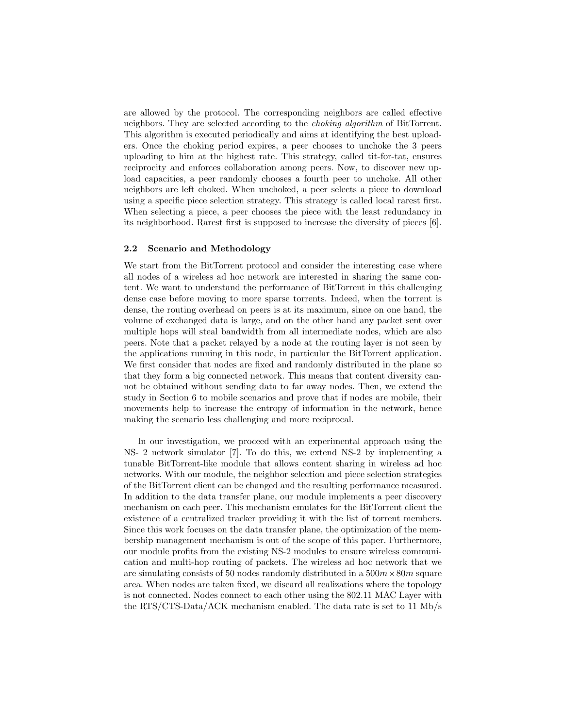are allowed by the protocol. The corresponding neighbors are called effective neighbors. They are selected according to the *choking algorithm* of BitTorrent. This algorithm is executed periodically and aims at identifying the best uploaders. Once the choking period expires, a peer chooses to unchoke the 3 peers uploading to him at the highest rate. This strategy, called tit-for-tat, ensures reciprocity and enforces collaboration among peers. Now, to discover new upload capacities, a peer randomly chooses a fourth peer to unchoke. All other neighbors are left choked. When unchoked, a peer selects a piece to download using a specific piece selection strategy. This strategy is called local rarest first. When selecting a piece, a peer chooses the piece with the least redundancy in its neighborhood. Rarest first is supposed to increase the diversity of pieces [6].

### 2.2 Scenario and Methodology

We start from the BitTorrent protocol and consider the interesting case where all nodes of a wireless ad hoc network are interested in sharing the same content. We want to understand the performance of BitTorrent in this challenging dense case before moving to more sparse torrents. Indeed, when the torrent is dense, the routing overhead on peers is at its maximum, since on one hand, the volume of exchanged data is large, and on the other hand any packet sent over multiple hops will steal bandwidth from all intermediate nodes, which are also peers. Note that a packet relayed by a node at the routing layer is not seen by the applications running in this node, in particular the BitTorrent application. We first consider that nodes are fixed and randomly distributed in the plane so that they form a big connected network. This means that content diversity cannot be obtained without sending data to far away nodes. Then, we extend the study in Section 6 to mobile scenarios and prove that if nodes are mobile, their movements help to increase the entropy of information in the network, hence making the scenario less challenging and more reciprocal.

In our investigation, we proceed with an experimental approach using the NS- 2 network simulator [7]. To do this, we extend NS-2 by implementing a tunable BitTorrent-like module that allows content sharing in wireless ad hoc networks. With our module, the neighbor selection and piece selection strategies of the BitTorrent client can be changed and the resulting performance measured. In addition to the data transfer plane, our module implements a peer discovery mechanism on each peer. This mechanism emulates for the BitTorrent client the existence of a centralized tracker providing it with the list of torrent members. Since this work focuses on the data transfer plane, the optimization of the membership management mechanism is out of the scope of this paper. Furthermore, our module profits from the existing NS-2 modules to ensure wireless communication and multi-hop routing of packets. The wireless ad hoc network that we are simulating consists of 50 nodes randomly distributed in a $500m \times 80m$ square area. When nodes are taken fixed, we discard all realizations where the topology is not connected. Nodes connect to each other using the 802.11 MAC Layer with the RTS/CTS-Data/ACK mechanism enabled. The data rate is set to 11 Mb/s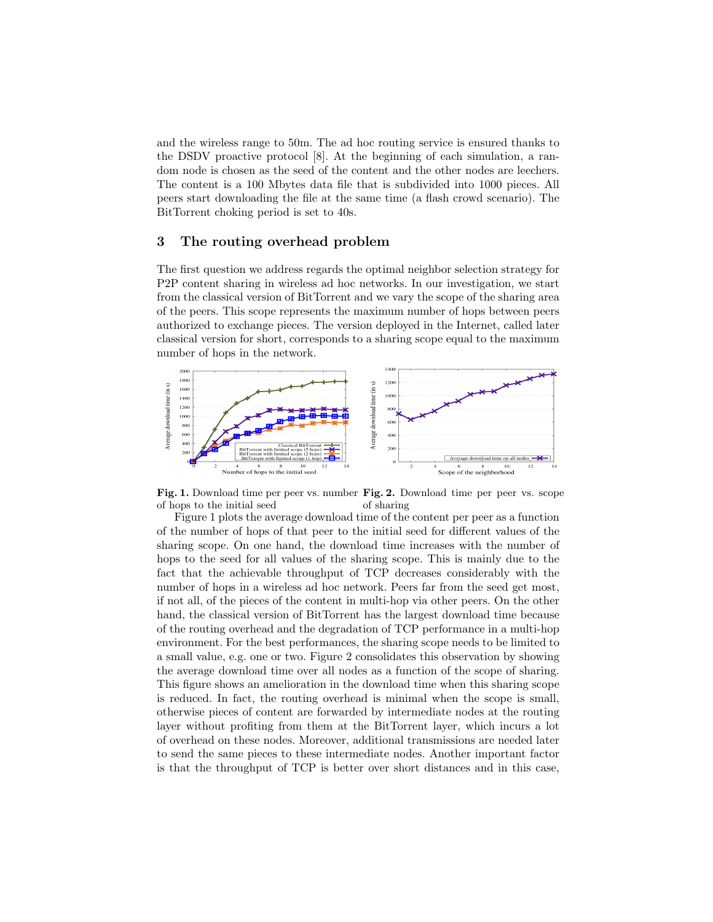and the wireless range to 50m. The ad hoc routing service is ensured thanks to the DSDV proactive protocol [8]. At the beginning of each simulation, a random node is chosen as the seed of the content and the other nodes are leechers. The content is a 100 Mbytes data file that is subdivided into 1000 pieces. All peers start downloading the file at the same time (a flash crowd scenario). The BitTorrent choking period is set to 40s.

## 3 The routing overhead problem

The first question we address regards the optimal neighbor selection strategy for P2P content sharing in wireless ad hoc networks. In our investigation, we start from the classical version of BitTorrent and we vary the scope of the sharing area of the peers. This scope represents the maximum number of hops between peers authorized to exchange pieces. The version deployed in the Internet, called later classical version for short, corresponds to a sharing scope equal to the maximum number of hops in the network.

Average download time (in s)
2000
1800
1600
1400
1200
1000
800
600
400
200
0
0 2 4 6 8 10 12 14
Number of hops to the initial seed
Classical BitTorrent
BitTorrent with limited scope (5 hops)
BitTorrent with limited scope (2 hops)
BitTorrent with limited scope (1 hop)

**Fig. 1.** Download time per peer vs. number of hops to the initial seed

Average download time (in s)
1400
1200
1000
800
600
400
200
0
2 4 6 8 10 12 14
Scope of the neighborhood
Average download time on all nodes

**Fig. 2.** Download time per peer vs. scope of sharing

Figure 1 plots the average download time of the content per peer as a function of the number of hops of that peer to the initial seed for different values of the sharing scope. On one hand, the download time increases with the number of hops to the seed for all values of the sharing scope. This is mainly due to the fact that the achievable throughput of TCP decreases considerably with the number of hops in a wireless ad hoc network. Peers far from the seed get most, if not all, of the pieces of the content in multi-hop via other peers. On the other hand, the classical version of BitTorrent has the largest download time because of the routing overhead and the degradation of TCP performance in a multi-hop environment. For the best performances, the sharing scope needs to be limited to a small value, e.g. one or two. Figure 2 consolidates this observation by showing the average download time over all nodes as a function of the scope of sharing. This figure shows an amelioration in the download time when this sharing scope is reduced. In fact, the routing overhead is minimal when the scope is small, otherwise pieces of content are forwarded by intermediate nodes at the routing layer without profiting from them at the BitTorrent layer, which incurs a lot of overhead on these nodes. Moreover, additional transmissions are needed later to send the same pieces to these intermediate nodes. Another important factor is that the throughput of TCP is better over short distances and in this case,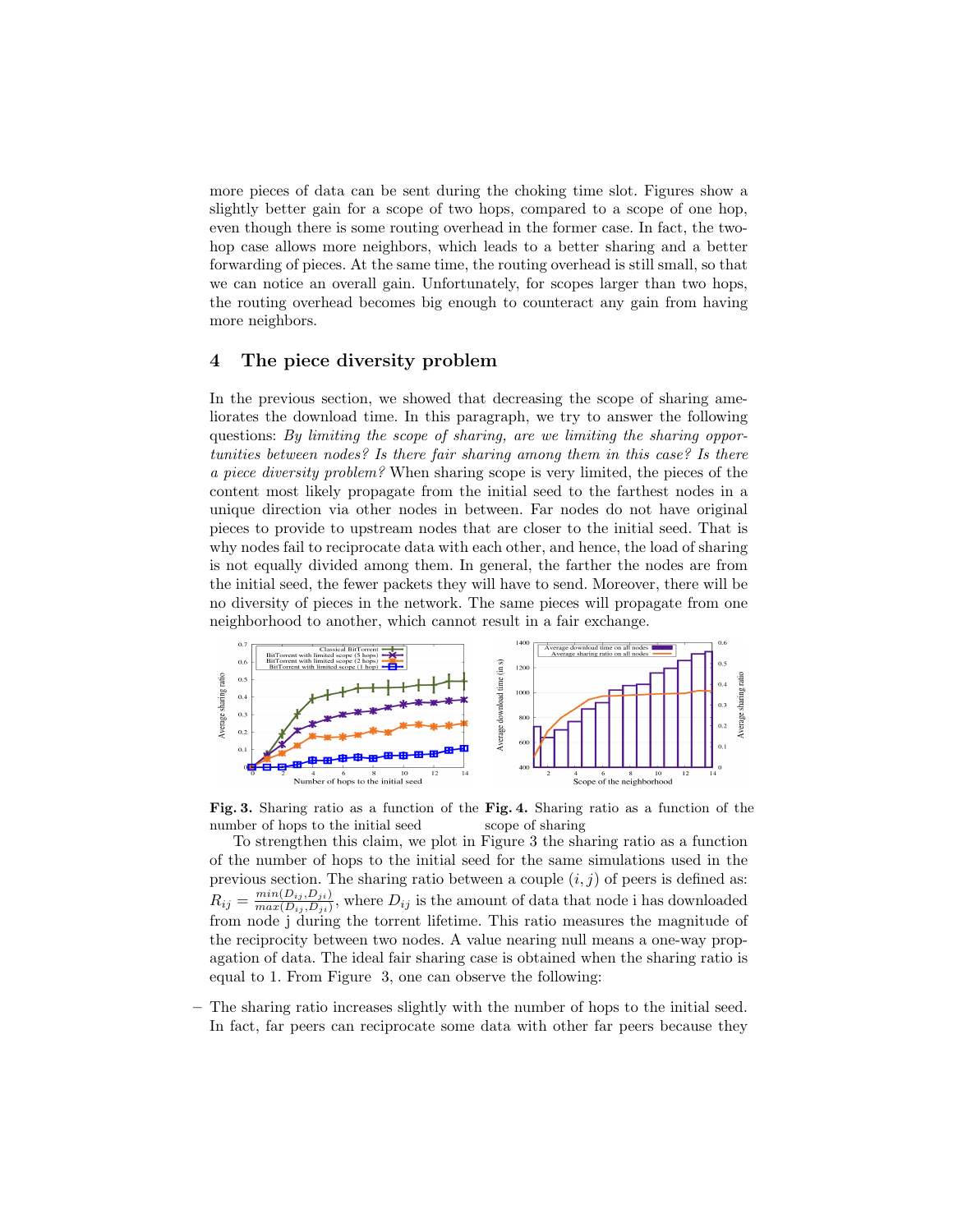more pieces of data can be sent during the choking time slot. Figures show a slightly better gain for a scope of two hops, compared to a scope of one hop, even though there is some routing overhead in the former case. In fact, the two-hop case allows more neighbors, which leads to a better sharing and a better forwarding of pieces. At the same time, the routing overhead is still small, so that we can notice an overall gain. Unfortunately, for scopes larger than two hops, the routing overhead becomes big enough to counteract any gain from having more neighbors.

## 4 The piece diversity problem

In the previous section, we showed that decreasing the scope of sharing ameliorates the download time. In this paragraph, we try to answer the following questions: *By limiting the scope of sharing, are we limiting the sharing opportunities between nodes? Is there fair sharing among them in this case? Is there a piece diversity problem?* When sharing scope is very limited, the pieces of the content most likely propagate from the initial seed to the farthest nodes in a unique direction via other nodes in between. Far nodes do not have original pieces to provide to upstream nodes that are closer to the initial seed. That is why nodes fail to reciprocate data with each other, and hence, the load of sharing is not equally divided among them. In general, the farther the nodes are from the initial seed, the fewer packets they will have to send. Moreover, there will be no diversity of pieces in the network. The same pieces will propagate from one neighborhood to another, which cannot result in a fair exchange.

**Fig. 3.** Sharing ratio as a function of the number of hops to the initial seed

**Fig. 4.** Sharing ratio as a function of the scope of sharing

To strengthen this claim, we plot in Figure 3 the sharing ratio as a function of the number of hops to the initial seed for the same simulations used in the previous section. The sharing ratio between a couple $(i, j)$ of peers is defined as: $R_{ij} = \frac{min(D_{ij}, D_{ji})}{max(D_{ij}, D_{ji})}$, where $D_{ij}$ is the amount of data that node i has downloaded from node j during the torrent lifetime. This ratio measures the magnitude of the reciprocity between two nodes. A value nearing null means a one-way propagation of data. The ideal fair sharing case is obtained when the sharing ratio is equal to 1. From Figure 3, one can observe the following:

- The sharing ratio increases slightly with the number of hops to the initial seed. In fact, far peers can reciprocate some data with other far peers because they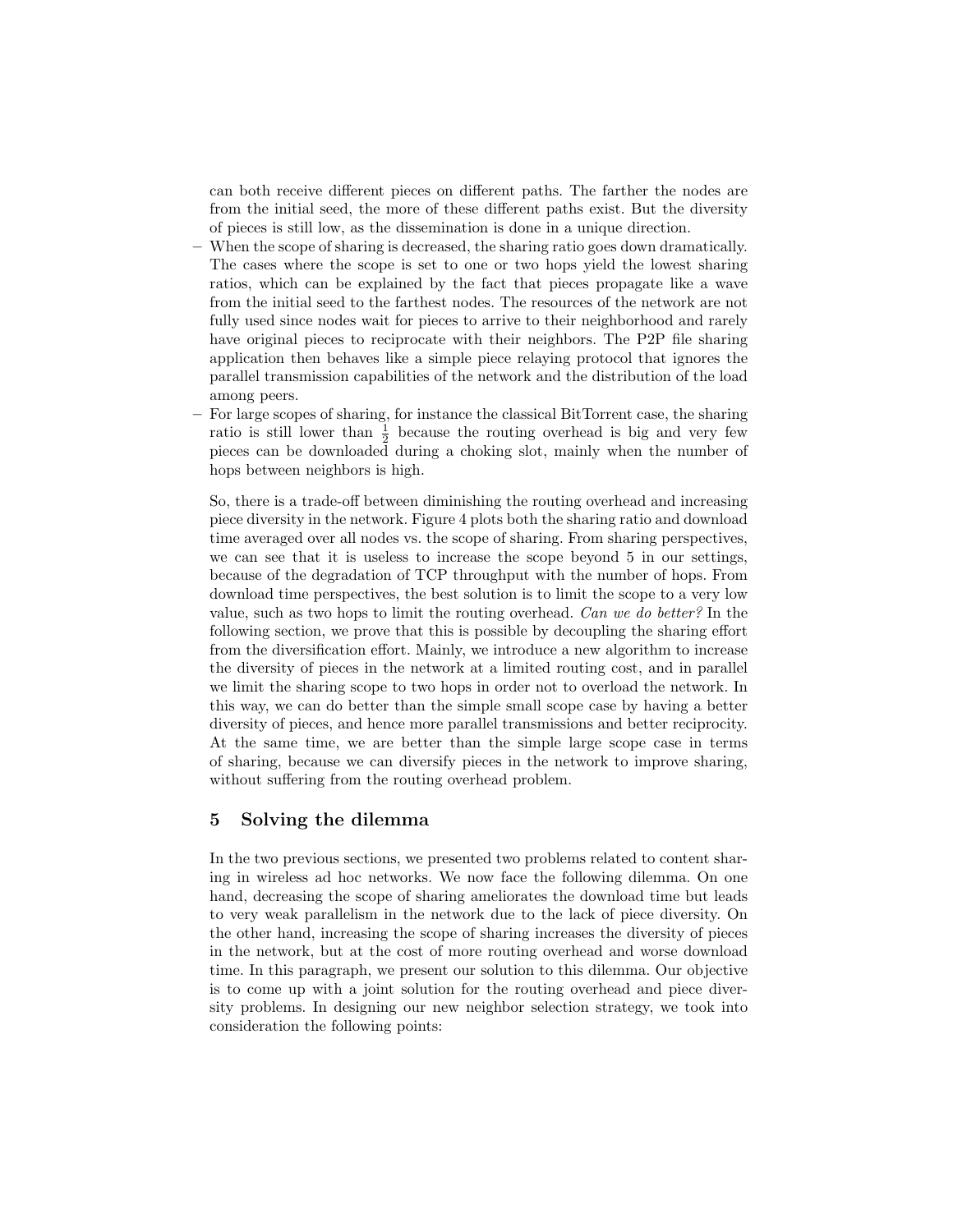can both receive different pieces on different paths. The farther the nodes are from the initial seed, the more of these different paths exist. But the diversity of pieces is still low, as the dissemination is done in a unique direction.

- When the scope of sharing is decreased, the sharing ratio goes down dramatically. The cases where the scope is set to one or two hops yield the lowest sharing ratios, which can be explained by the fact that pieces propagate like a wave from the initial seed to the farthest nodes. The resources of the network are not fully used since nodes wait for pieces to arrive to their neighborhood and rarely have original pieces to reciprocate with their neighbors. The P2P file sharing application then behaves like a simple piece relaying protocol that ignores the parallel transmission capabilities of the network and the distribution of the load among peers.
- For large scopes of sharing, for instance the classical BitTorrent case, the sharing ratio is still lower than $\frac{1}{2}$ because the routing overhead is big and very few pieces can be downloaded during a choking slot, mainly when the number of hops between neighbors is high.

So, there is a trade-off between diminishing the routing overhead and increasing piece diversity in the network. Figure 4 plots both the sharing ratio and download time averaged over all nodes vs. the scope of sharing. From sharing perspectives, we can see that it is useless to increase the scope beyond 5 in our settings, because of the degradation of TCP throughput with the number of hops. From download time perspectives, the best solution is to limit the scope to a very low value, such as two hops to limit the routing overhead. *Can we do better?* In the following section, we prove that this is possible by decoupling the sharing effort from the diversification effort. Mainly, we introduce a new algorithm to increase the diversity of pieces in the network at a limited routing cost, and in parallel we limit the sharing scope to two hops in order not to overload the network. In this way, we can do better than the simple small scope case by having a better diversity of pieces, and hence more parallel transmissions and better reciprocity. At the same time, we are better than the simple large scope case in terms of sharing, because we can diversify pieces in the network to improve sharing, without suffering from the routing overhead problem.

## 5 Solving the dilemma

In the two previous sections, we presented two problems related to content sharing in wireless ad hoc networks. We now face the following dilemma. On one hand, decreasing the scope of sharing ameliorates the download time but leads to very weak parallelism in the network due to the lack of piece diversity. On the other hand, increasing the scope of sharing increases the diversity of pieces in the network, but at the cost of more routing overhead and worse download time. In this paragraph, we present our solution to this dilemma. Our objective is to come up with a joint solution for the routing overhead and piece diversity problems. In designing our new neighbor selection strategy, we took into consideration the following points: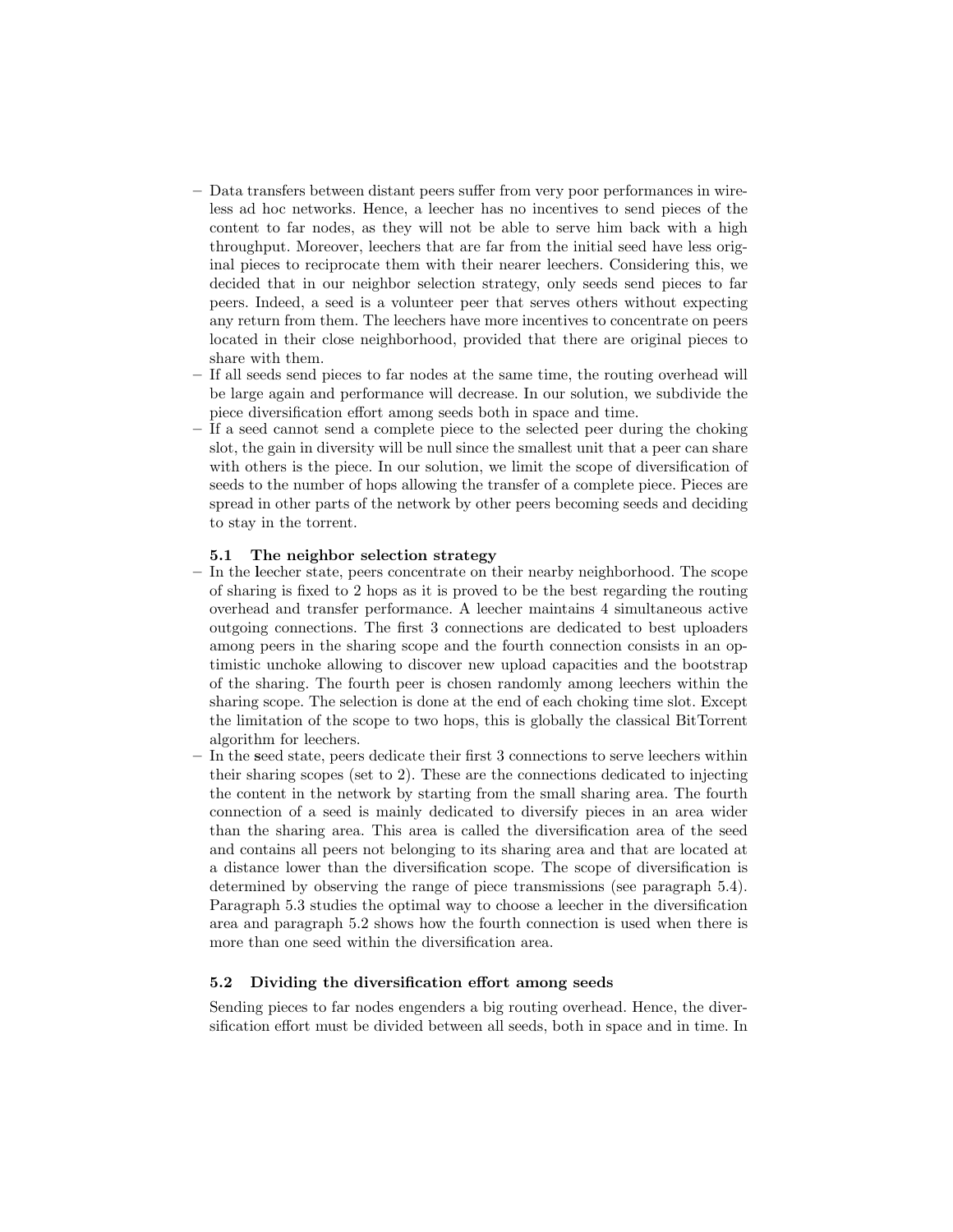- Data transfers between distant peers suffer from very poor performances in wireless ad hoc networks. Hence, a leecher has no incentives to send pieces of the content to far nodes, as they will not be able to serve him back with a high throughput. Moreover, leechers that are far from the initial seed have less original pieces to reciprocate them with their nearer leechers. Considering this, we decided that in our neighbor selection strategy, only seeds send pieces to far peers. Indeed, a seed is a volunteer peer that serves others without expecting any return from them. The leechers have more incentives to concentrate on peers located in their close neighborhood, provided that there are original pieces to share with them.
- If all seeds send pieces to far nodes at the same time, the routing overhead will be large again and performance will decrease. In our solution, we subdivide the piece diversification effort among seeds both in space and time.
- If a seed cannot send a complete piece to the selected peer during the choking slot, the gain in diversity will be null since the smallest unit that a peer can share with others is the piece. In our solution, we limit the scope of diversification of seeds to the number of hops allowing the transfer of a complete piece. Pieces are spread in other parts of the network by other peers becoming seeds and deciding to stay in the torrent.

### 5.1 The neighbor selection strategy

- In the **l**eecher state, peers concentrate on their nearby neighborhood. The scope of sharing is fixed to 2 hops as it is proved to be the best regarding the routing overhead and transfer performance. A leecher maintains 4 simultaneous active outgoing connections. The first 3 connections are dedicated to best uploaders among peers in the sharing scope and the fourth connection consists in an optimistic unchoke allowing to discover new upload capacities and the bootstrap of the sharing. The fourth peer is chosen randomly among leechers within the sharing scope. The selection is done at the end of each choking time slot. Except the limitation of the scope to two hops, this is globally the classical BitTorrent algorithm for leechers.
- In the **s**eed state, peers dedicate their first 3 connections to serve leechers within their sharing scopes (set to 2). These are the connections dedicated to injecting the content in the network by starting from the small sharing area. The fourth connection of a seed is mainly dedicated to diversify pieces in an area wider than the sharing area. This area is called the diversification area of the seed and contains all peers not belonging to its sharing area and that are located at a distance lower than the diversification scope. The scope of diversification is determined by observing the range of piece transmissions (see paragraph 5.4). Paragraph 5.3 studies the optimal way to choose a leecher in the diversification area and paragraph 5.2 shows how the fourth connection is used when there is more than one seed within the diversification area.

### 5.2 Dividing the diversification effort among seeds

Sending pieces to far nodes engenders a big routing overhead. Hence, the diversification effort must be divided between all seeds, both in space and in time. In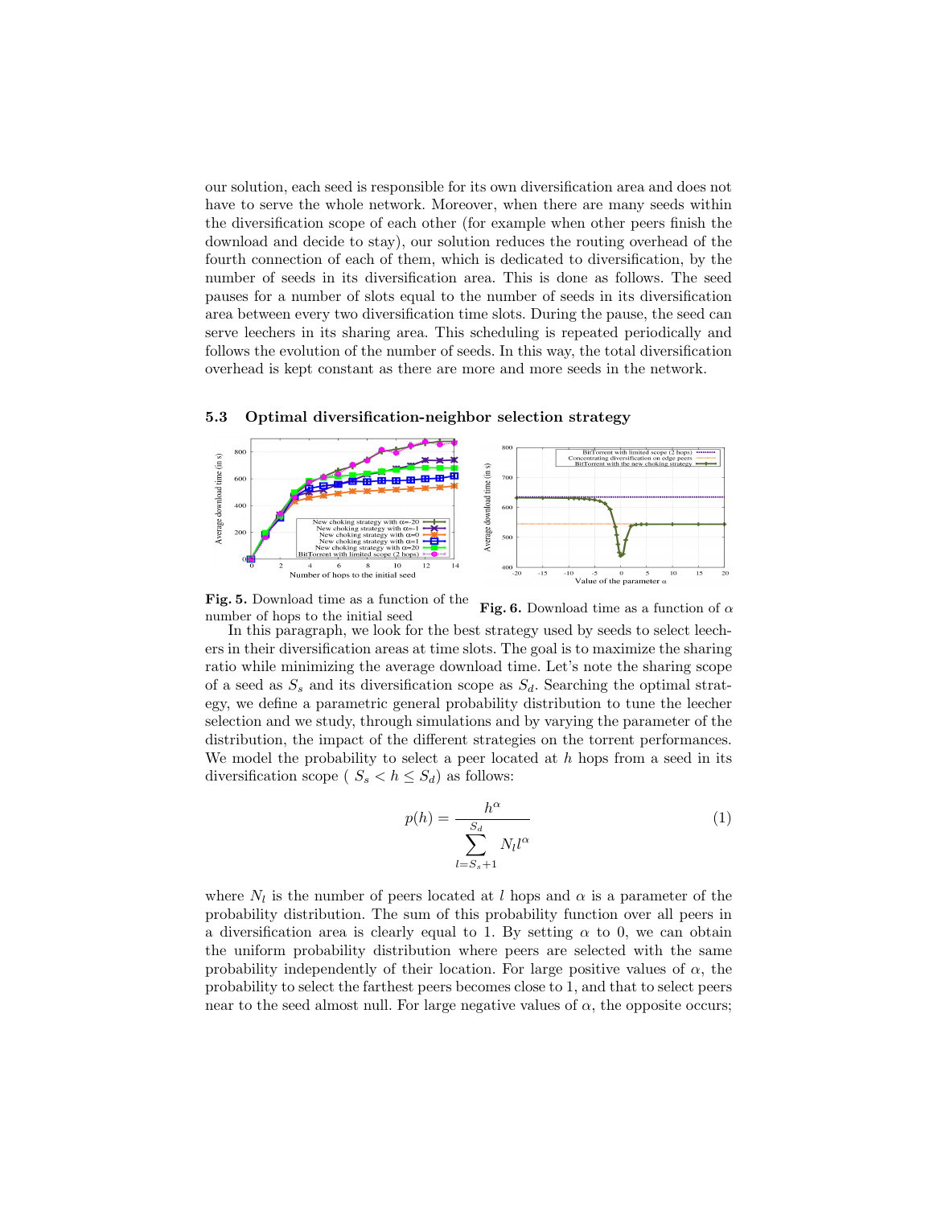our solution, each seed is responsible for its own diversification area and does not have to serve the whole network. Moreover, when there are many seeds within the diversification scope of each other (for example when other peers finish the download and decide to stay), our solution reduces the routing overhead of the fourth connection of each of them, which is dedicated to diversification, by the number of seeds in its diversification area. This is done as follows. The seed pauses for a number of slots equal to the number of seeds in its diversification area between every two diversification time slots. During the pause, the seed can serve leechers in its sharing area. This scheduling is repeated periodically and follows the evolution of the number of seeds. In this way, the total diversification overhead is kept constant as there are more and more seeds in the network.

### 5.3 Optimal diversification-neighbor selection strategy

**Fig. 5.** Download time as a function of the number of hops to the initial seed

**Fig. 6.** Download time as a function of $\alpha$

In this paragraph, we look for the best strategy used by seeds to select leechers in their diversification areas at time slots. The goal is to maximize the sharing ratio while minimizing the average download time. Let's note the sharing scope of a seed as $S_s$ and its diversification scope as $S_d$. Searching the optimal strategy, we define a parametric general probability distribution to tune the leecher selection and we study, through simulations and by varying the parameter of the distribution, the impact of the different strategies on the torrent performances. We model the probability to select a peer located at $h$ hops from a seed in its diversification scope ( $S_s < h \leq S_d$) as follows:

$$p(h) = \frac{h^{\alpha}}{\sum_{l=S_s+1}^{S_d} N_l l^{\alpha}} \tag{1}$$

where $N_l$ is the number of peers located at $l$ hops and $\alpha$ is a parameter of the probability distribution. The sum of this probability function over all peers in a diversification area is clearly equal to 1. By setting $\alpha$ to 0, we can obtain the uniform probability distribution where peers are selected with the same probability independently of their location. For large positive values of $\alpha$, the probability to select the farthest peers becomes close to 1, and that to select peers near to the seed almost null. For large negative values of $\alpha$, the opposite occurs;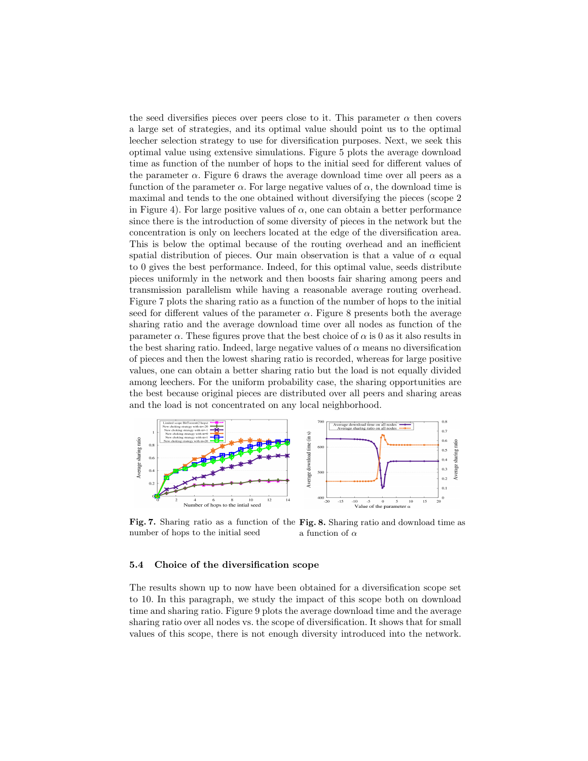the seed diversifies pieces over peers close to it. This parameter $\alpha$ then covers a large set of strategies, and its optimal value should point us to the optimal leecher selection strategy to use for diversification purposes. Next, we seek this optimal value using extensive simulations. Figure 5 plots the average download time as function of the number of hops to the initial seed for different values of the parameter $\alpha$. Figure 6 draws the average download time over all peers as a function of the parameter $\alpha$. For large negative values of $\alpha$, the download time is maximal and tends to the one obtained without diversifying the pieces (scope 2 in Figure 4). For large positive values of $\alpha$, one can obtain a better performance since there is the introduction of some diversity of pieces in the network but the concentration is only on leechers located at the edge of the diversification area. This is below the optimal because of the routing overhead and an inefficient spatial distribution of pieces. Our main observation is that a value of $\alpha$ equal to 0 gives the best performance. Indeed, for this optimal value, seeds distribute pieces uniformly in the network and then boosts fair sharing among peers and transmission parallelism while having a reasonable average routing overhead. Figure 7 plots the sharing ratio as a function of the number of hops to the initial seed for different values of the parameter $\alpha$. Figure 8 presents both the average sharing ratio and the average download time over all nodes as function of the parameter $\alpha$. These figures prove that the best choice of $\alpha$ is 0 as it also results in the best sharing ratio. Indeed, large negative values of $\alpha$ means no diversification of pieces and then the lowest sharing ratio is recorded, whereas for large positive values, one can obtain a better sharing ratio but the load is not equally divided among leechers. For the uniform probability case, the sharing opportunities are the best because original pieces are distributed over all peers and sharing areas and the load is not concentrated on any local neighborhood.

**Fig. 7.** Sharing ratio as a function of the number of hops to the initial seed

**Fig. 8.** Sharing ratio and download time as a function of $\alpha$

### 5.4 Choice of the diversification scope

The results shown up to now have been obtained for a diversification scope set to 10. In this paragraph, we study the impact of this scope both on download time and sharing ratio. Figure 9 plots the average download time and the average sharing ratio over all nodes vs. the scope of diversification. It shows that for small values of this scope, there is not enough diversity introduced into the network.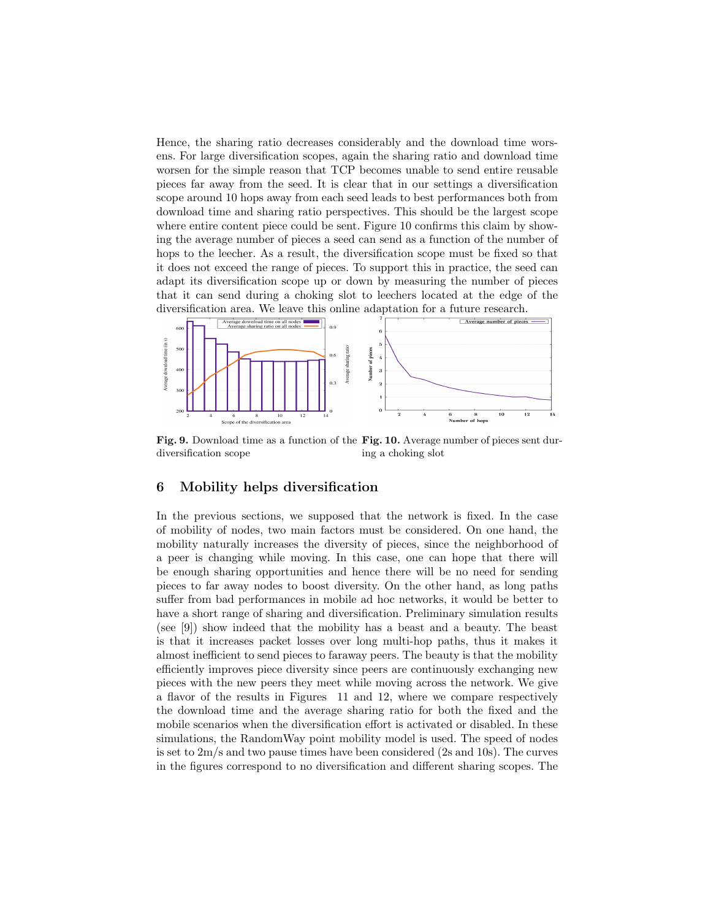Hence, the sharing ratio decreases considerably and the download time worsens. For large diversification scopes, again the sharing ratio and download time worsen for the simple reason that TCP becomes unable to send entire reusable pieces far away from the seed. It is clear that in our settings a diversification scope around 10 hops away from each seed leads to best performances both from download time and sharing ratio perspectives. This should be the largest scope where entire content piece could be sent. Figure 10 confirms this claim by showing the average number of pieces a seed can send as a function of the number of hops to the leecher. As a result, the diversification scope must be fixed so that it does not exceed the range of pieces. To support this in practice, the seed can adapt its diversification scope up or down by measuring the number of pieces that it can send during a choking slot to leechers located at the edge of the diversification area. We leave this online adaptation for a future research.

Average download time on all nodes
Average sharing ratio on all nodes
Average download time (in s)
Average sharing ratio
Scope of the diversification area
200
300
400
500
600
0
0.3
0.6
0.9
2
4
6
8
10
12
14

**Fig. 9.** Download time as a function of the diversification scope

Average number of pieces
Number of pieces
Number of hops
0
1
2
3
4
5
6
7
2
4
6
8
10
12
14

**Fig. 10.** Average number of pieces sent during a choking slot

## 6 Mobility helps diversification

In the previous sections, we supposed that the network is fixed. In the case of mobility of nodes, two main factors must be considered. On one hand, the mobility naturally increases the diversity of pieces, since the neighborhood of a peer is changing while moving. In this case, one can hope that there will be enough sharing opportunities and hence there will be no need for sending pieces to far away nodes to boost diversity. On the other hand, as long paths suffer from bad performances in mobile ad hoc networks, it would be better to have a short range of sharing and diversification. Preliminary simulation results (see [9]) show indeed that the mobility has a beast and a beauty. The beast is that it increases packet losses over long multi-hop paths, thus it makes it almost inefficient to send pieces to faraway peers. The beauty is that the mobility efficiently improves piece diversity since peers are continuously exchanging new pieces with the new peers they meet while moving across the network. We give a flavor of the results in Figures 11 and 12, where we compare respectively the download time and the average sharing ratio for both the fixed and the mobile scenarios when the diversification effort is activated or disabled. In these simulations, the RandomWay point mobility model is used. The speed of nodes is set to 2m/s and two pause times have been considered (2s and 10s). The curves in the figures correspond to no diversification and different sharing scopes. The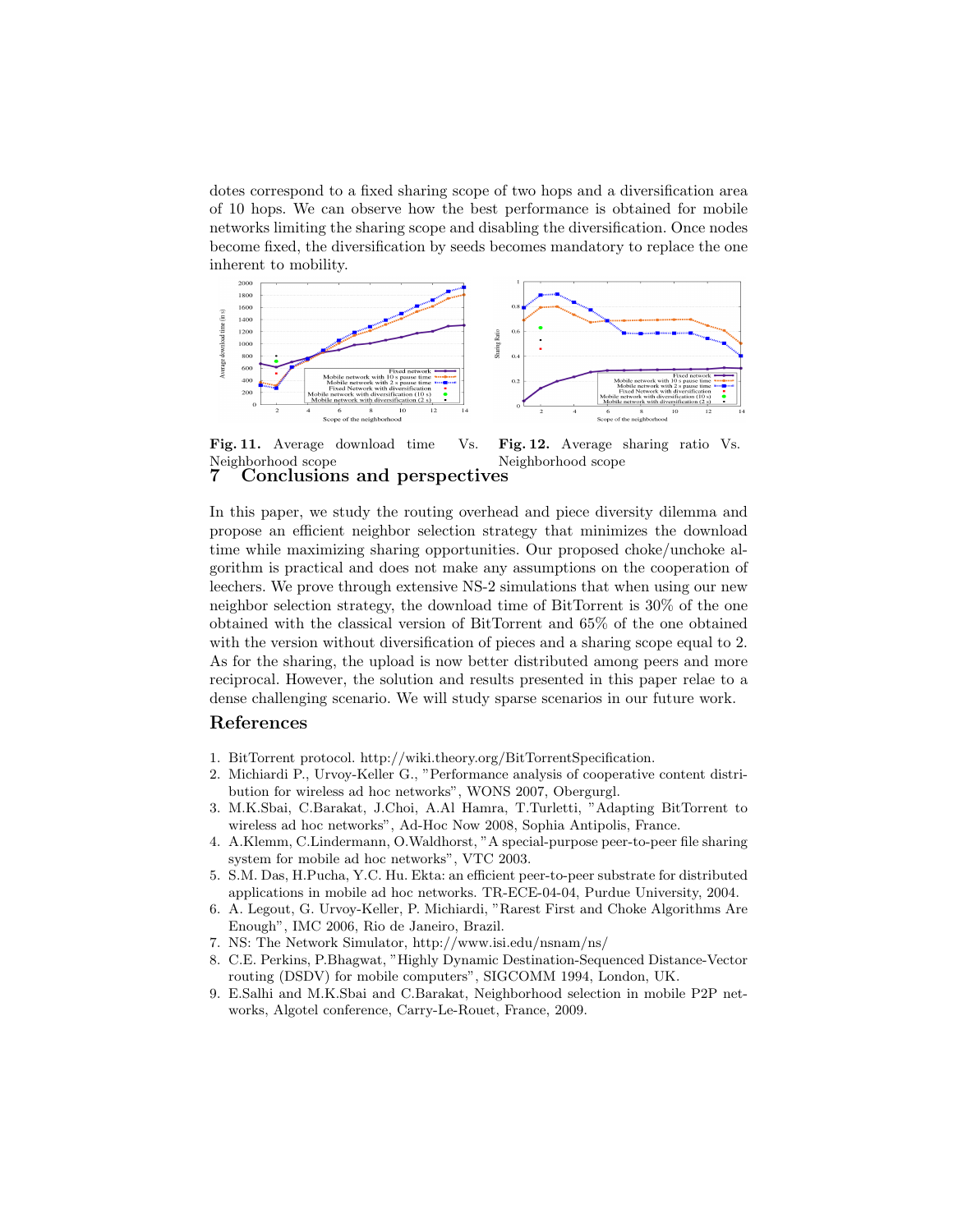dotes correspond to a fixed sharing scope of two hops and a diversification area of 10 hops. We can observe how the best performance is obtained for mobile networks limiting the sharing scope and disabling the diversification. Once nodes become fixed, the diversification by seeds becomes mandatory to replace the one inherent to mobility.

Average download time (in s)
2000
1800
1600
1400
1200
1000
800
600
400
200
0
2
4
6
8
10
12
14
Scope of the neighborhood
Fixed network
Mobile network with 10 s pause time
Mobile network with 2 s pause time
Fixed Network with diversification
Mobile network with diversification (10 s)
Mobile network with diversification (2 s)

**Fig. 11.** Average download time Vs. Neighborhood scope

Sharing Ratio
1
0.8
0.6
0.4
0.2
0
2
4
6
8
10
12
14
Scope of the neighborhood
Fixed network
Mobile network with 10 s pause time
Mobile network with 2 s pause time
Fixed Network with diversification
Mobile network with diversification (10 s)
Mobile network with diversification (2 s)

**Fig. 12.** Average sharing ratio Vs. Neighborhood scope

## 7 Conclusions and perspectives

In this paper, we study the routing overhead and piece diversity dilemma and propose an efficient neighbor selection strategy that minimizes the download time while maximizing sharing opportunities. Our proposed choke/unchoke algorithm is practical and does not make any assumptions on the cooperation of leechers. We prove through extensive NS-2 simulations that when using our new neighbor selection strategy, the download time of BitTorrent is 30% of the one obtained with the classical version of BitTorrent and 65% of the one obtained with the version without diversification of pieces and a sharing scope equal to 2. As for the sharing, the upload is now better distributed among peers and more reciprocal. However, the solution and results presented in this paper relae to a dense challenging scenario. We will study sparse scenarios in our future work.

## References

1. BitTorrent protocol. http://wiki.theory.org/BitTorrentSpecification.
2. Michiardi P., Urvoy-Keller G., "Performance analysis of cooperative content distribution for wireless ad hoc networks", WONS 2007, Obergurgl.
3. M.K.Sbai, C.Barakat, J.Choi, A.Al Hamra, T.Turletti, "Adapting BitTorrent to wireless ad hoc networks", Ad-Hoc Now 2008, Sophia Antipolis, France.
4. A.Klemm, C.Lindermann, O.Waldhorst, "A special-purpose peer-to-peer file sharing system for mobile ad hoc networks", VTC 2003.
5. S.M. Das, H.Pucha, Y.C. Hu. Ekta: an efficient peer-to-peer substrate for distributed applications in mobile ad hoc networks. TR-ECE-04-04, Purdue University, 2004.
6. A. Legout, G. Urvoy-Keller, P. Michiardi, "Rarest First and Choke Algorithms Are Enough", IMC 2006, Rio de Janeiro, Brazil.
7. NS: The Network Simulator, http://www.isi.edu/nsnam/ns/
8. C.E. Perkins, P.Bhagwat, "Highly Dynamic Destination-Sequenced Distance-Vector routing (DSDV) for mobile computers", SIGCOMM 1994, London, UK.
9. E.Salhi and M.K.Sbai and C.Barakat, Neighborhood selection in mobile P2P networks, Algotel conference, Carry-Le-Rouet, France, 2009.